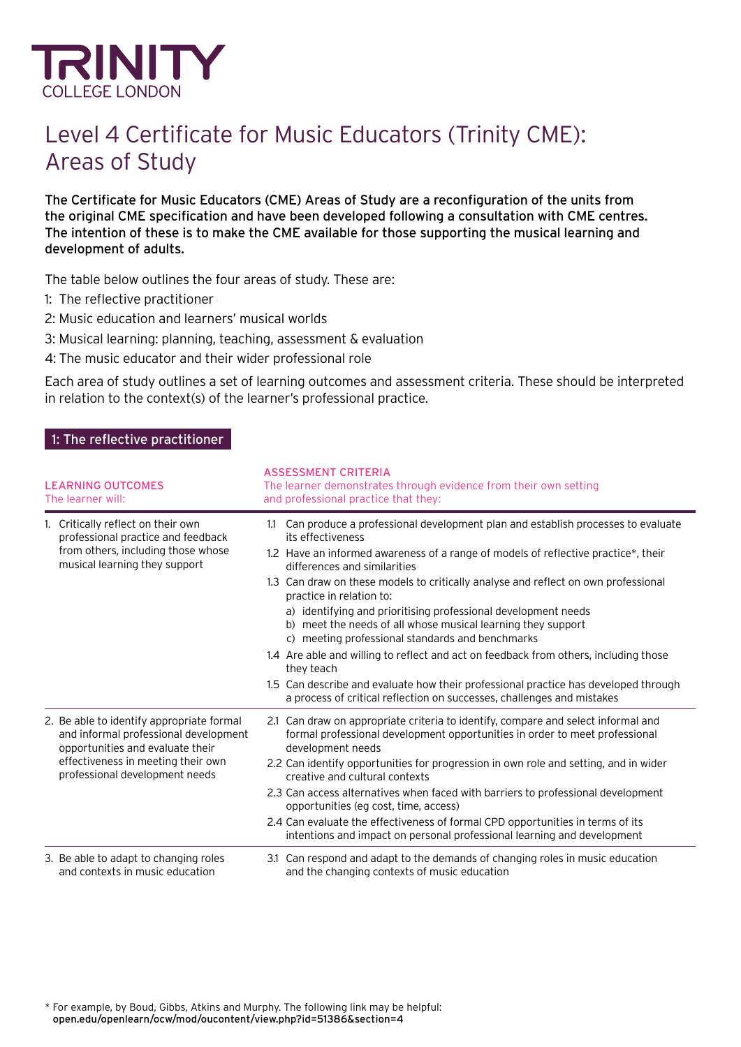TRINITY
COLLEGE LONDON

# Level 4 Certificate for Music Educators (Trinity CME): Areas of Study

**The Certificate for Music Educators (CME) Areas of Study are a reconfiguration of the units from the original CME specification and have been developed following a consultation with CME centres. The intention of these is to make the CME available for those supporting the musical learning and development of adults.**

The table below outlines the four areas of study. These are:

1: The reflective practitioner

2: Music education and learners' musical worlds

3: Musical learning: planning, teaching, assessment & evaluation

4: The music educator and their wider professional role

Each area of study outlines a set of learning outcomes and assessment criteria. These should be interpreted in relation to the context(s) of the learner's professional practice.

## 1: The reflective practitioner

| LEARNING OUTCOMES<br>The learner will: | ASSESSMENT CRITERIA<br>The learner demonstrates through evidence from their own setting and professional practice that they: |
|---|---|
| 1. Critically reflect on their own professional practice and feedback from others, including those whose musical learning they support | 1.1 Can produce a professional development plan and establish processes to evaluate its effectiveness<br>1.2 Have an informed awareness of a range of models of reflective practice*, their differences and similarities<br>1.3 Can draw on these models to critically analyse and reflect on own professional practice in relation to:<br>a) identifying and prioritising professional development needs<br>b) meet the needs of all whose musical learning they support<br>c) meeting professional standards and benchmarks<br>1.4 Are able and willing to reflect and act on feedback from others, including those they teach<br>1.5 Can describe and evaluate how their professional practice has developed through a process of critical reflection on successes, challenges and mistakes |
| 2. Be able to identify appropriate formal and informal professional development opportunities and evaluate their effectiveness in meeting their own professional development needs | 2.1 Can draw on appropriate criteria to identify, compare and select informal and formal professional development opportunities in order to meet professional development needs<br>2.2 Can identify opportunities for progression in own role and setting, and in wider creative and cultural contexts<br>2.3 Can access alternatives when faced with barriers to professional development opportunities (eg cost, time, access)<br>2.4 Can evaluate the effectiveness of formal CPD opportunities in terms of its intentions and impact on personal professional learning and development |
| 3. Be able to adapt to changing roles and contexts in music education | 3.1 Can respond and adapt to the demands of changing roles in music education and the changing contexts of music education |

\* For example, by Boud, Gibbs, Atkins and Murphy. The following link may be helpful: **open.edu/openlearn/ocw/mod/oucontent/view.php?id=51386&section=4**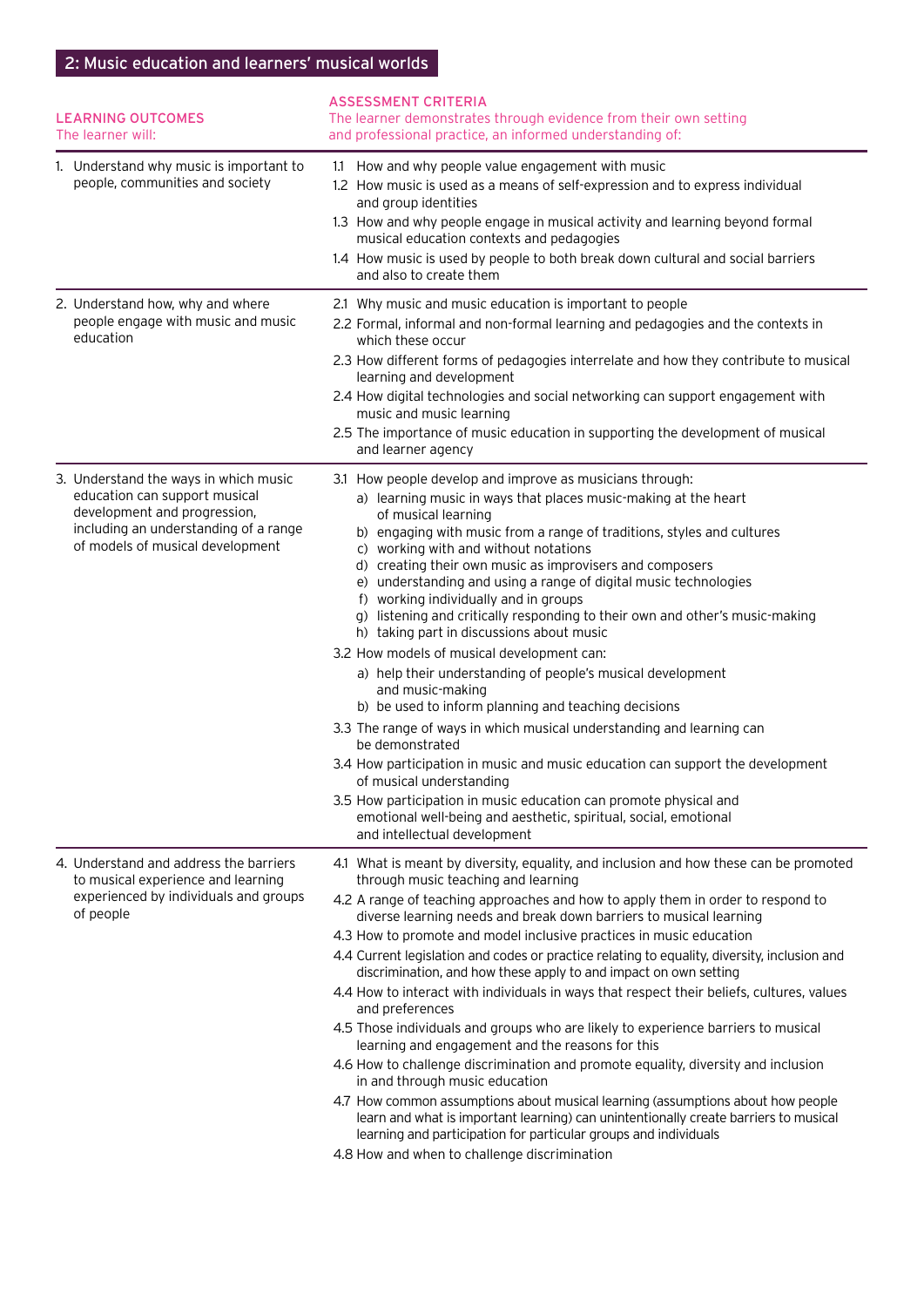## 2: Music education and learners' musical worlds

| LEARNING OUTCOMES<br>The learner will: | ASSESSMENT CRITERIA<br>The learner demonstrates through evidence from their own setting and professional practice, an informed understanding of: |
|---|---|
| 1. Understand why music is important to people, communities and society | 1.1 How and why people value engagement with music<br>1.2 How music is used as a means of self-expression and to express individual and group identities<br>1.3 How and why people engage in musical activity and learning beyond formal musical education contexts and pedagogies<br>1.4 How music is used by people to both break down cultural and social barriers and also to create them |
| 2. Understand how, why and where people engage with music and music education | 2.1 Why music and music education is important to people<br>2.2 Formal, informal and non-formal learning and pedagogies and the contexts in which these occur<br>2.3 How different forms of pedagogies interrelate and how they contribute to musical learning and development<br>2.4 How digital technologies and social networking can support engagement with music and music learning<br>2.5 The importance of music education in supporting the development of musical and learner agency |
| 3. Understand the ways in which music education can support musical development and progression, including an understanding of a range of models of musical development | 3.1 How people develop and improve as musicians through:<br>a) learning music in ways that places music-making at the heart of musical learning<br>b) engaging with music from a range of traditions, styles and cultures<br>c) working with and without notations<br>d) creating their own music as improvisers and composers<br>e) understanding and using a range of digital music technologies<br>f) working individually and in groups<br>g) listening and critically responding to their own and other's music-making<br>h) taking part in discussions about music<br>3.2 How models of musical development can:<br>a) help their understanding of people's musical development and music-making<br>b) be used to inform planning and teaching decisions<br>3.3 The range of ways in which musical understanding and learning can be demonstrated<br>3.4 How participation in music and music education can support the development of musical understanding<br>3.5 How participation in music education can promote physical and emotional well-being and aesthetic, spiritual, social, emotional and intellectual development |
| 4. Understand and address the barriers to musical experience and learning experienced by individuals and groups of people | 4.1 What is meant by diversity, equality, and inclusion and how these can be promoted through music teaching and learning<br>4.2 A range of teaching approaches and how to apply them in order to respond to diverse learning needs and break down barriers to musical learning<br>4.3 How to promote and model inclusive practices in music education<br>4.4 Current legislation and codes or practice relating to equality, diversity, inclusion and discrimination, and how these apply to and impact on own setting<br>4.4 How to interact with individuals in ways that respect their beliefs, cultures, values and preferences<br>4.5 Those individuals and groups who are likely to experience barriers to musical learning and engagement and the reasons for this<br>4.6 How to challenge discrimination and promote equality, diversity and inclusion in and through music education<br>4.7 How common assumptions about musical learning (assumptions about how people learn and what is important learning) can unintentionally create barriers to musical learning and participation for particular groups and individuals<br>4.8 How and when to challenge discrimination |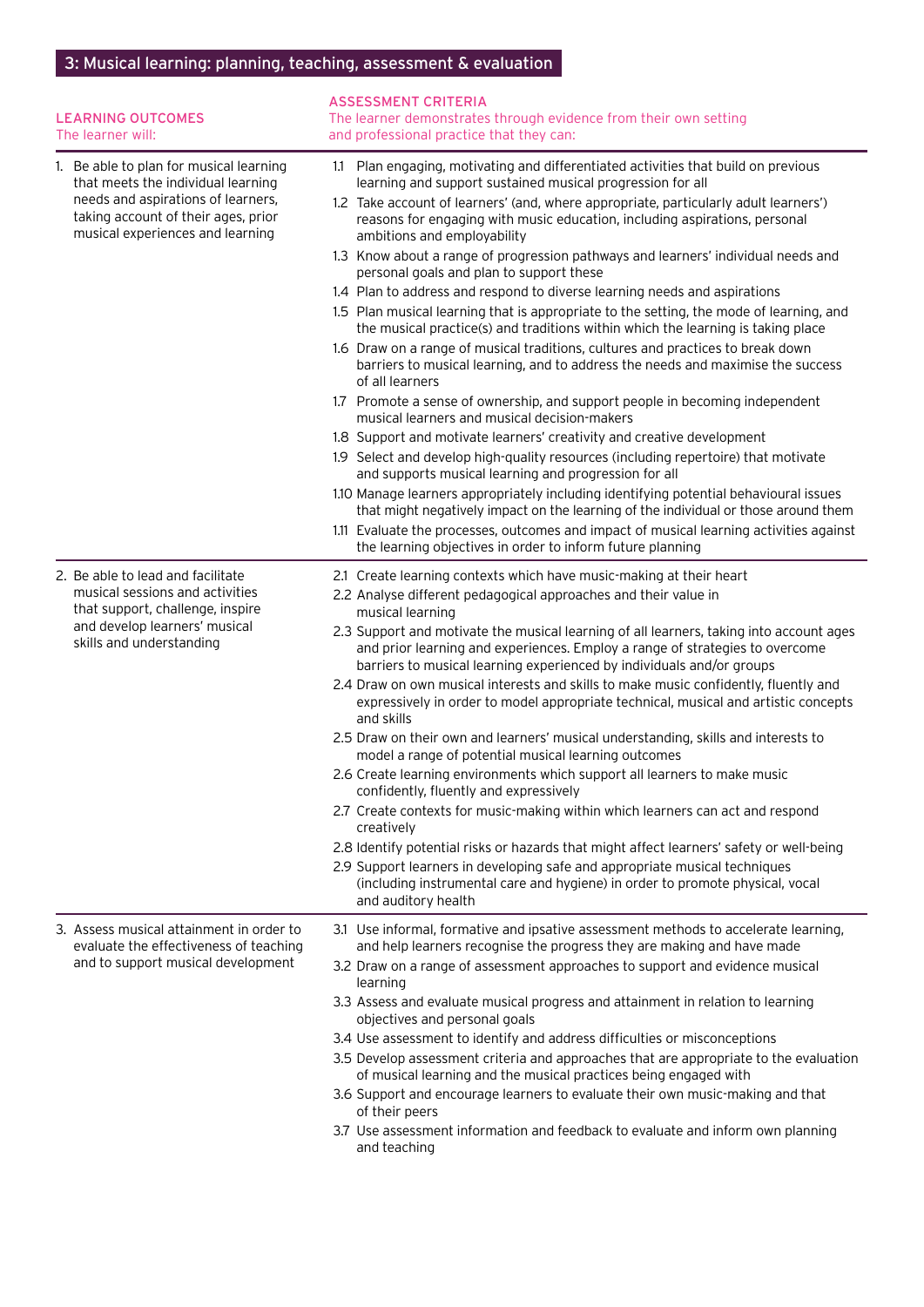## 3: Musical learning: planning, teaching, assessment & evaluation

| LEARNING OUTCOMES<br>The learner will: | ASSESSMENT CRITERIA<br>The learner demonstrates through evidence from their own setting and professional practice that they can: |
|---|---|
| 1. Be able to plan for musical learning that meets the individual learning needs and aspirations of learners, taking account of their ages, prior musical experiences and learning | 1.1 Plan engaging, motivating and differentiated activities that build on previous learning and support sustained musical progression for all<br>1.2 Take account of learners' (and, where appropriate, particularly adult learners') reasons for engaging with music education, including aspirations, personal ambitions and employability<br>1.3 Know about a range of progression pathways and learners' individual needs and personal goals and plan to support these<br>1.4 Plan to address and respond to diverse learning needs and aspirations<br>1.5 Plan musical learning that is appropriate to the setting, the mode of learning, and the musical practice(s) and traditions within which the learning is taking place<br>1.6 Draw on a range of musical traditions, cultures and practices to break down barriers to musical learning, and to address the needs and maximise the success of all learners<br>1.7 Promote a sense of ownership, and support people in becoming independent musical learners and musical decision-makers<br>1.8 Support and motivate learners' creativity and creative development<br>1.9 Select and develop high-quality resources (including repertoire) that motivate and supports musical learning and progression for all<br>1.10 Manage learners appropriately including identifying potential behavioural issues that might negatively impact on the learning of the individual or those around them<br>1.11 Evaluate the processes, outcomes and impact of musical learning activities against the learning objectives in order to inform future planning |
| 2. Be able to lead and facilitate musical sessions and activities that support, challenge, inspire and develop learners' musical skills and understanding | 2.1 Create learning contexts which have music-making at their heart<br>2.2 Analyse different pedagogical approaches and their value in musical learning<br>2.3 Support and motivate the musical learning of all learners, taking into account ages and prior learning and experiences. Employ a range of strategies to overcome barriers to musical learning experienced by individuals and/or groups<br>2.4 Draw on own musical interests and skills to make music confidently, fluently and expressively in order to model appropriate technical, musical and artistic concepts and skills<br>2.5 Draw on their own and learners' musical understanding, skills and interests to model a range of potential musical learning outcomes<br>2.6 Create learning environments which support all learners to make music confidently, fluently and expressively<br>2.7 Create contexts for music-making within which learners can act and respond creatively<br>2.8 Identify potential risks or hazards that might affect learners' safety or well-being<br>2.9 Support learners in developing safe and appropriate musical techniques (including instrumental care and hygiene) in order to promote physical, vocal and auditory health |
| 3. Assess musical attainment in order to evaluate the effectiveness of teaching and to support musical development | 3.1 Use informal, formative and ipsative assessment methods to accelerate learning, and help learners recognise the progress they are making and have made<br>3.2 Draw on a range of assessment approaches to support and evidence musical learning<br>3.3 Assess and evaluate musical progress and attainment in relation to learning objectives and personal goals<br>3.4 Use assessment to identify and address difficulties or misconceptions<br>3.5 Develop assessment criteria and approaches that are appropriate to the evaluation of musical learning and the musical practices being engaged with<br>3.6 Support and encourage learners to evaluate their own music-making and that of their peers<br>3.7 Use assessment information and feedback to evaluate and inform own planning and teaching |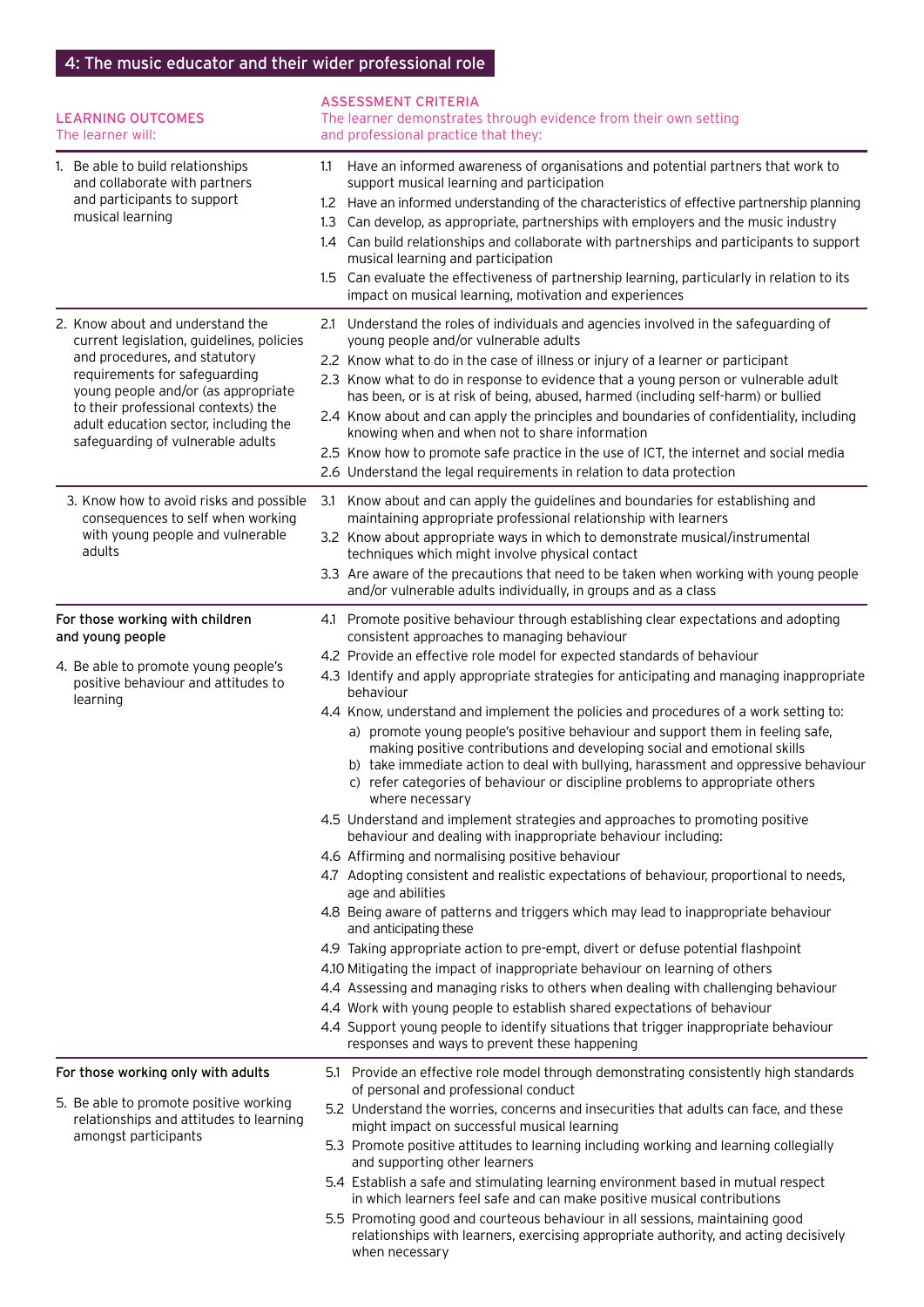## 4: The music educator and their wider professional role

| LEARNING OUTCOMES<br>The learner will: | ASSESSMENT CRITERIA<br>The learner demonstrates through evidence from their own setting and professional practice that they: |
|---|---|
| 1. Be able to build relationships and collaborate with partners and participants to support musical learning | 1.1 Have an informed awareness of organisations and potential partners that work to support musical learning and participation<br>1.2 Have an informed understanding of the characteristics of effective partnership planning<br>1.3 Can develop, as appropriate, partnerships with employers and the music industry<br>1.4 Can build relationships and collaborate with partnerships and participants to support musical learning and participation<br>1.5 Can evaluate the effectiveness of partnership learning, particularly in relation to its impact on musical learning, motivation and experiences |
| 2. Know about and understand the current legislation, guidelines, policies and procedures, and statutory requirements for safeguarding young people and/or (as appropriate to their professional contexts) the adult education sector, including the safeguarding of vulnerable adults | 2.1 Understand the roles of individuals and agencies involved in the safeguarding of young people and/or vulnerable adults<br>2.2 Know what to do in the case of illness or injury of a learner or participant<br>2.3 Know what to do in response to evidence that a young person or vulnerable adult has been, or is at risk of being, abused, harmed (including self-harm) or bullied<br>2.4 Know about and can apply the principles and boundaries of confidentiality, including knowing when and when not to share information<br>2.5 Know how to promote safe practice in the use of ICT, the internet and social media<br>2.6 Understand the legal requirements in relation to data protection |
| 3. Know how to avoid risks and possible consequences to self when working with young people and vulnerable adults | 3.1 Know about and can apply the guidelines and boundaries for establishing and maintaining appropriate professional relationship with learners<br>3.2 Know about appropriate ways in which to demonstrate musical/instrumental techniques which might involve physical contact<br>3.3 Are aware of the precautions that need to be taken when working with young people and/or vulnerable adults individually, in groups and as a class |
| **For those working with children and young people**<br><br>4. Be able to promote young people's positive behaviour and attitudes to learning | 4.1 Promote positive behaviour through establishing clear expectations and adopting consistent approaches to managing behaviour<br>4.2 Provide an effective role model for expected standards of behaviour<br>4.3 Identify and apply appropriate strategies for anticipating and managing inappropriate behaviour<br>4.4 Know, understand and implement the policies and procedures of a work setting to:<br>a) promote young people's positive behaviour and support them in feeling safe, making positive contributions and developing social and emotional skills<br>b) take immediate action to deal with bullying, harassment and oppressive behaviour<br>c) refer categories of behaviour or discipline problems to appropriate others where necessary<br>4.5 Understand and implement strategies and approaches to promoting positive behaviour and dealing with inappropriate behaviour including:<br>4.6 Affirming and normalising positive behaviour<br>4.7 Adopting consistent and realistic expectations of behaviour, proportional to needs, age and abilities<br>4.8 Being aware of patterns and triggers which may lead to inappropriate behaviour and anticipating these<br>4.9 Taking appropriate action to pre-empt, divert or defuse potential flashpoint<br>4.10 Mitigating the impact of inappropriate behaviour on learning of others<br>4.4 Assessing and managing risks to others when dealing with challenging behaviour<br>4.4 Work with young people to establish shared expectations of behaviour<br>4.4 Support young people to identify situations that trigger inappropriate behaviour responses and ways to prevent these happening |
| **For those working only with adults**<br><br>5. Be able to promote positive working relationships and attitudes to learning amongst participants | 5.1 Provide an effective role model through demonstrating consistently high standards of personal and professional conduct<br>5.2 Understand the worries, concerns and insecurities that adults can face, and these might impact on successful musical learning<br>5.3 Promote positive attitudes to learning including working and learning collegially and supporting other learners<br>5.4 Establish a safe and stimulating learning environment based in mutual respect in which learners feel safe and can make positive musical contributions<br>5.5 Promoting good and courteous behaviour in all sessions, maintaining good relationships with learners, exercising appropriate authority, and acting decisively when necessary |